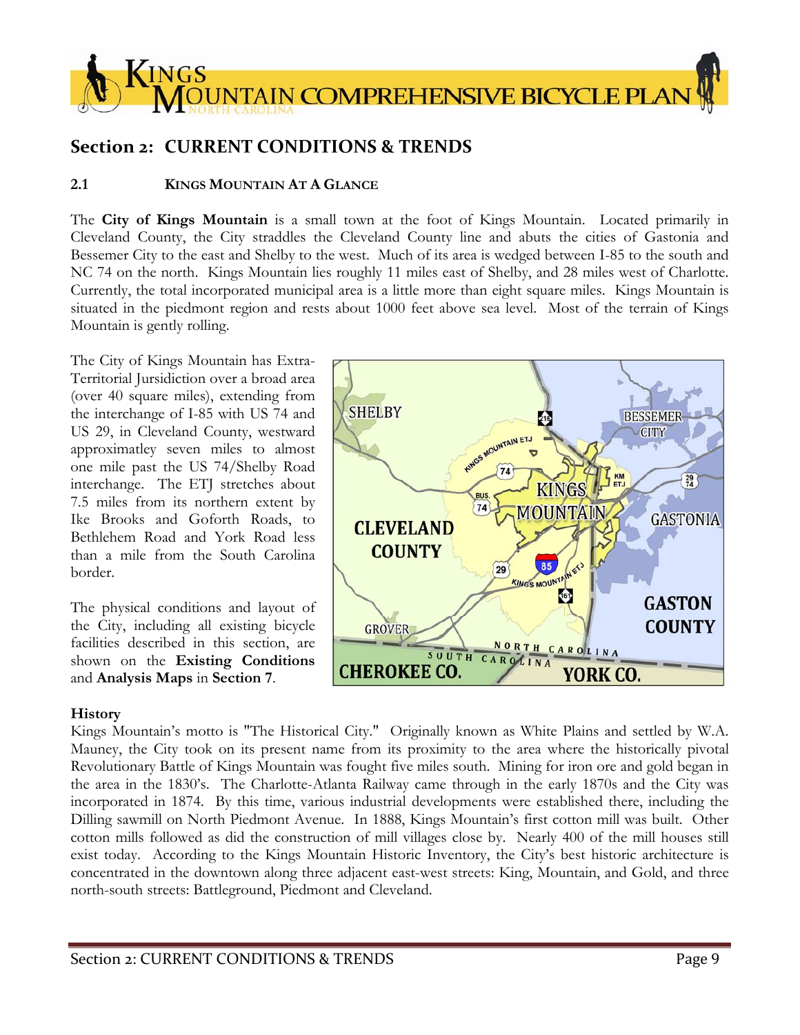## Section 2: CURRENT CONDITIONS & TRENDS

### 2.1 KINGS MOUNTAIN AT A GLANCE

The **City of Kings Mountain** is a small town at the foot of Kings Mountain. Located primarily in Cleveland County, the City straddles the Cleveland County line and abuts the cities of Gastonia and Bessemer City to the east and Shelby to the west. Much of its area is wedged between I-85 to the south and NC 74 on the north. Kings Mountain lies roughly 11 miles east of Shelby, and 28 miles west of Charlotte. Currently, the total incorporated municipal area is a little more than eight square miles. Kings Mountain is situated in the piedmont region and rests about 1000 feet above sea level. Most of the terrain of Kings Mountain is gently rolling.

The City of Kings Mountain has Extra-Territorial Jursidiction over a broad area (over 40 square miles), extending from the interchange of I-85 with US 74 and US 29, in Cleveland County, westward approximatley seven miles to almost one mile past the US 74/Shelby Road interchange. The ETJ stretches about 7.5 miles from its northern extent by Ike Brooks and Goforth Roads, to Bethlehem Road and York Road less than a mile from the South Carolina border.

The physical conditions and layout of the City, including all existing bicycle facilities described in this section, are shown on the **Existing Conditions** and **Analysis Maps** in **Section 7**.

**History**

Kings Mountain's motto is "The Historical City." Originally known as White Plains and settled by W.A. Mauney, the City took on its present name from its proximity to the area where the historically pivotal Revolutionary Battle of Kings Mountain was fought five miles south. Mining for iron ore and gold began in the area in the 1830's. The Charlotte-Atlanta Railway came through in the early 1870s and the City was incorporated in 1874. By this time, various industrial developments were established there, including the Dilling sawmill on North Piedmont Avenue. In 1888, Kings Mountain's first cotton mill was built. Other cotton mills followed as did the construction of mill villages close by. Nearly 400 of the mill houses still exist today. According to the Kings Mountain Historic Inventory, the City's best historic architecture is concentrated in the downtown along three adjacent east-west streets: King, Mountain, and Gold, and three north-south streets: Battleground, Piedmont and Cleveland.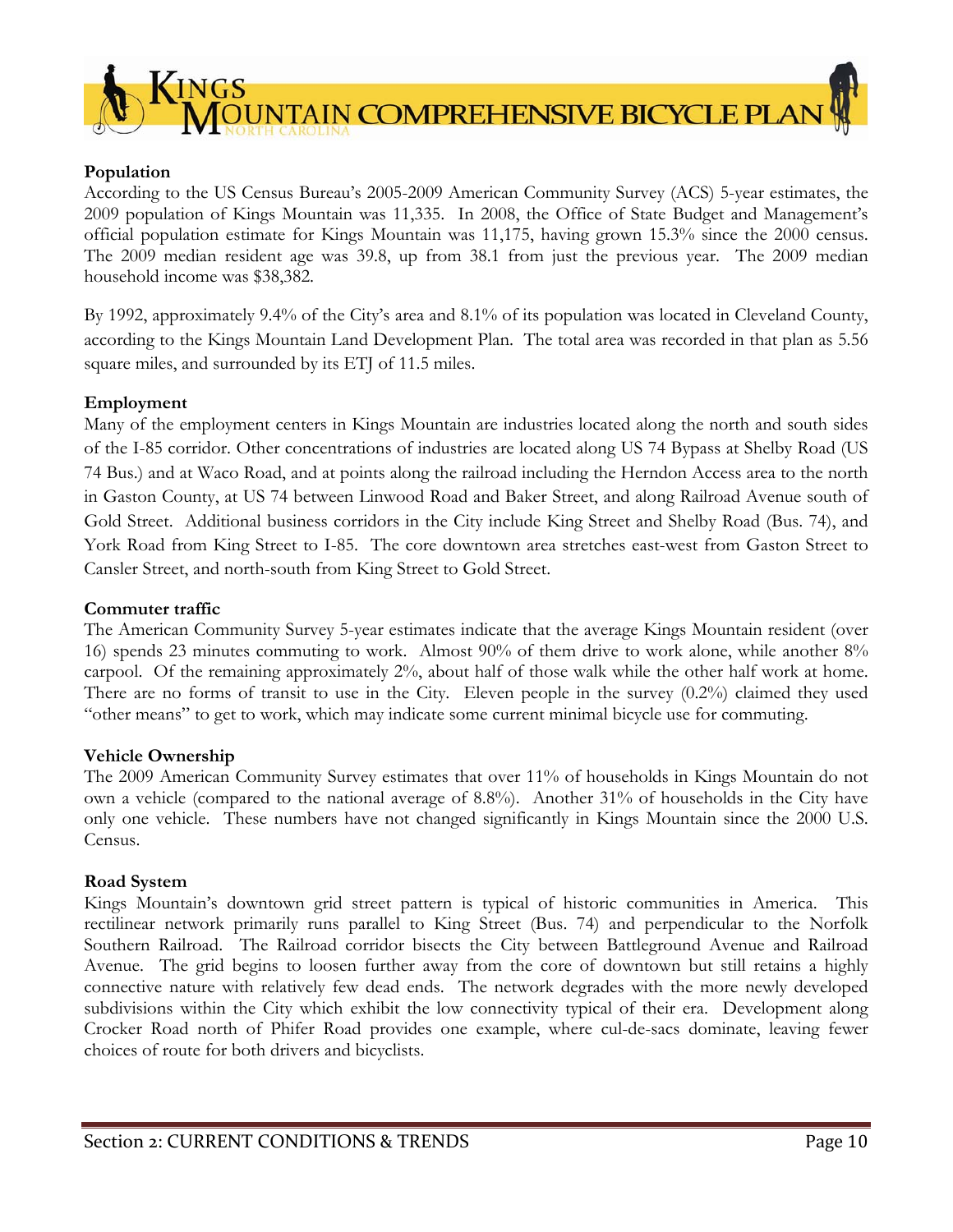**Population**

According to the US Census Bureau's 2005-2009 American Community Survey (ACS) 5-year estimates, the 2009 population of Kings Mountain was 11,335. In 2008, the Office of State Budget and Management's official population estimate for Kings Mountain was 11,175, having grown 15.3% since the 2000 census. The 2009 median resident age was 39.8, up from 38.1 from just the previous year. The 2009 median household income was $38,382.

By 1992, approximately 9.4% of the City's area and 8.1% of its population was located in Cleveland County, according to the Kings Mountain Land Development Plan. The total area was recorded in that plan as 5.56 square miles, and surrounded by its ETJ of 11.5 miles.

**Employment**

Many of the employment centers in Kings Mountain are industries located along the north and south sides of the I-85 corridor. Other concentrations of industries are located along US 74 Bypass at Shelby Road (US 74 Bus.) and at Waco Road, and at points along the railroad including the Herndon Access area to the north in Gaston County, at US 74 between Linwood Road and Baker Street, and along Railroad Avenue south of Gold Street. Additional business corridors in the City include King Street and Shelby Road (Bus. 74), and York Road from King Street to I-85. The core downtown area stretches east-west from Gaston Street to Cansler Street, and north-south from King Street to Gold Street.

**Commuter traffic**

The American Community Survey 5-year estimates indicate that the average Kings Mountain resident (over 16) spends 23 minutes commuting to work. Almost 90% of them drive to work alone, while another 8% carpool. Of the remaining approximately 2%, about half of those walk while the other half work at home. There are no forms of transit to use in the City. Eleven people in the survey (0.2%) claimed they used "other means" to get to work, which may indicate some current minimal bicycle use for commuting.

**Vehicle Ownership**

The 2009 American Community Survey estimates that over 11% of households in Kings Mountain do not own a vehicle (compared to the national average of 8.8%). Another 31% of households in the City have only one vehicle. These numbers have not changed significantly in Kings Mountain since the 2000 U.S. Census.

**Road System**

Kings Mountain's downtown grid street pattern is typical of historic communities in America. This rectilinear network primarily runs parallel to King Street (Bus. 74) and perpendicular to the Norfolk Southern Railroad. The Railroad corridor bisects the City between Battleground Avenue and Railroad Avenue. The grid begins to loosen further away from the core of downtown but still retains a highly connective nature with relatively few dead ends. The network degrades with the more newly developed subdivisions within the City which exhibit the low connectivity typical of their era. Development along Crocker Road north of Phifer Road provides one example, where cul-de-sacs dominate, leaving fewer choices of route for both drivers and bicyclists.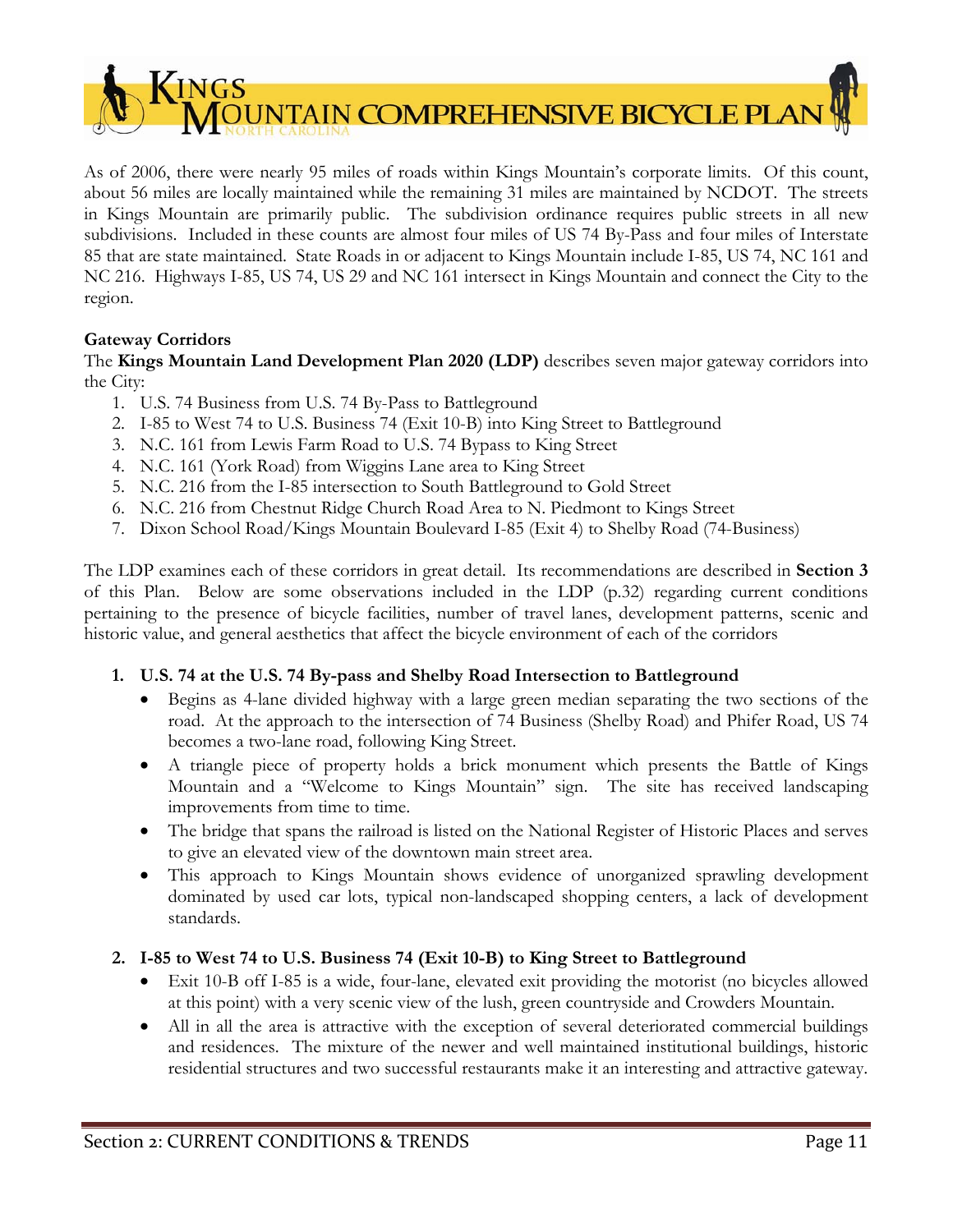As of 2006, there were nearly 95 miles of roads within Kings Mountain's corporate limits. Of this count, about 56 miles are locally maintained while the remaining 31 miles are maintained by NCDOT. The streets in Kings Mountain are primarily public. The subdivision ordinance requires public streets in all new subdivisions. Included in these counts are almost four miles of US 74 By-Pass and four miles of Interstate 85 that are state maintained. State Roads in or adjacent to Kings Mountain include I-85, US 74, NC 161 and NC 216. Highways I-85, US 74, US 29 and NC 161 intersect in Kings Mountain and connect the City to the region.

**Gateway Corridors**

The **Kings Mountain Land Development Plan 2020 (LDP)** describes seven major gateway corridors into the City:

1. U.S. 74 Business from U.S. 74 By-Pass to Battleground
2. I-85 to West 74 to U.S. Business 74 (Exit 10-B) into King Street to Battleground
3. N.C. 161 from Lewis Farm Road to U.S. 74 Bypass to King Street
4. N.C. 161 (York Road) from Wiggins Lane area to King Street
5. N.C. 216 from the I-85 intersection to South Battleground to Gold Street
6. N.C. 216 from Chestnut Ridge Church Road Area to N. Piedmont to Kings Street
7. Dixon School Road/Kings Mountain Boulevard I-85 (Exit 4) to Shelby Road (74-Business)

The LDP examines each of these corridors in great detail. Its recommendations are described in **Section 3** of this Plan. Below are some observations included in the LDP (p.32) regarding current conditions pertaining to the presence of bicycle facilities, number of travel lanes, development patterns, scenic and historic value, and general aesthetics that affect the bicycle environment of each of the corridors

1. **U.S. 74 at the U.S. 74 By-pass and Shelby Road Intersection to Battleground**
   - Begins as 4-lane divided highway with a large green median separating the two sections of the road. At the approach to the intersection of 74 Business (Shelby Road) and Phifer Road, US 74 becomes a two-lane road, following King Street.
   - A triangle piece of property holds a brick monument which presents the Battle of Kings Mountain and a "Welcome to Kings Mountain" sign. The site has received landscaping improvements from time to time.
   - The bridge that spans the railroad is listed on the National Register of Historic Places and serves to give an elevated view of the downtown main street area.
   - This approach to Kings Mountain shows evidence of unorganized sprawling development dominated by used car lots, typical non-landscaped shopping centers, a lack of development standards.

2. **I-85 to West 74 to U.S. Business 74 (Exit 10-B) to King Street to Battleground**
   - Exit 10-B off I-85 is a wide, four-lane, elevated exit providing the motorist (no bicycles allowed at this point) with a very scenic view of the lush, green countryside and Crowders Mountain.
   - All in all the area is attractive with the exception of several deteriorated commercial buildings and residences. The mixture of the newer and well maintained institutional buildings, historic residential structures and two successful restaurants make it an interesting and attractive gateway.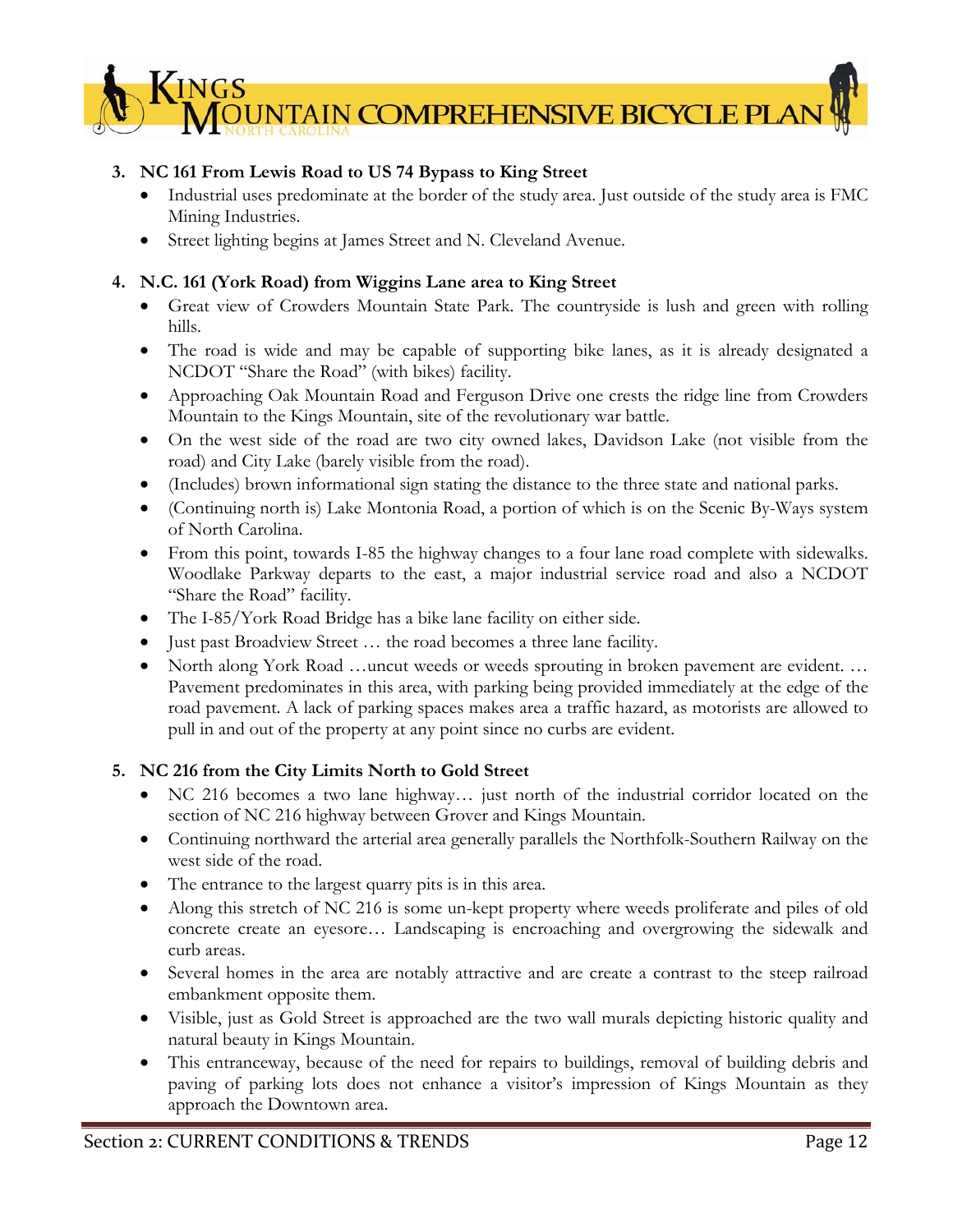3. **NC 161 From Lewis Road to US 74 Bypass to King Street**
   - Industrial uses predominate at the border of the study area. Just outside of the study area is FMC Mining Industries.
   - Street lighting begins at James Street and N. Cleveland Avenue.

4. **N.C. 161 (York Road) from Wiggins Lane area to King Street**
   - Great view of Crowders Mountain State Park. The countryside is lush and green with rolling hills.
   - The road is wide and may be capable of supporting bike lanes, as it is already designated a NCDOT "Share the Road" (with bikes) facility.
   - Approaching Oak Mountain Road and Ferguson Drive one crests the ridge line from Crowders Mountain to the Kings Mountain, site of the revolutionary war battle.
   - On the west side of the road are two city owned lakes, Davidson Lake (not visible from the road) and City Lake (barely visible from the road).
   - (Includes) brown informational sign stating the distance to the three state and national parks.
   - (Continuing north is) Lake Montonia Road, a portion of which is on the Scenic By-Ways system of North Carolina.
   - From this point, towards I-85 the highway changes to a four lane road complete with sidewalks. Woodlake Parkway departs to the east, a major industrial service road and also a NCDOT "Share the Road" facility.
   - The I-85/York Road Bridge has a bike lane facility on either side.
   - Just past Broadview Street … the road becomes a three lane facility.
   - North along York Road …uncut weeds or weeds sprouting in broken pavement are evident. … Pavement predominates in this area, with parking being provided immediately at the edge of the road pavement. A lack of parking spaces makes area a traffic hazard, as motorists are allowed to pull in and out of the property at any point since no curbs are evident.

5. **NC 216 from the City Limits North to Gold Street**
   - NC 216 becomes a two lane highway… just north of the industrial corridor located on the section of NC 216 highway between Grover and Kings Mountain.
   - Continuing northward the arterial area generally parallels the Northfolk-Southern Railway on the west side of the road.
   - The entrance to the largest quarry pits is in this area.
   - Along this stretch of NC 216 is some un-kept property where weeds proliferate and piles of old concrete create an eyesore… Landscaping is encroaching and overgrowing the sidewalk and curb areas.
   - Several homes in the area are notably attractive and are create a contrast to the steep railroad embankment opposite them.
   - Visible, just as Gold Street is approached are the two wall murals depicting historic quality and natural beauty in Kings Mountain.
   - This entranceway, because of the need for repairs to buildings, removal of building debris and paving of parking lots does not enhance a visitor's impression of Kings Mountain as they approach the Downtown area.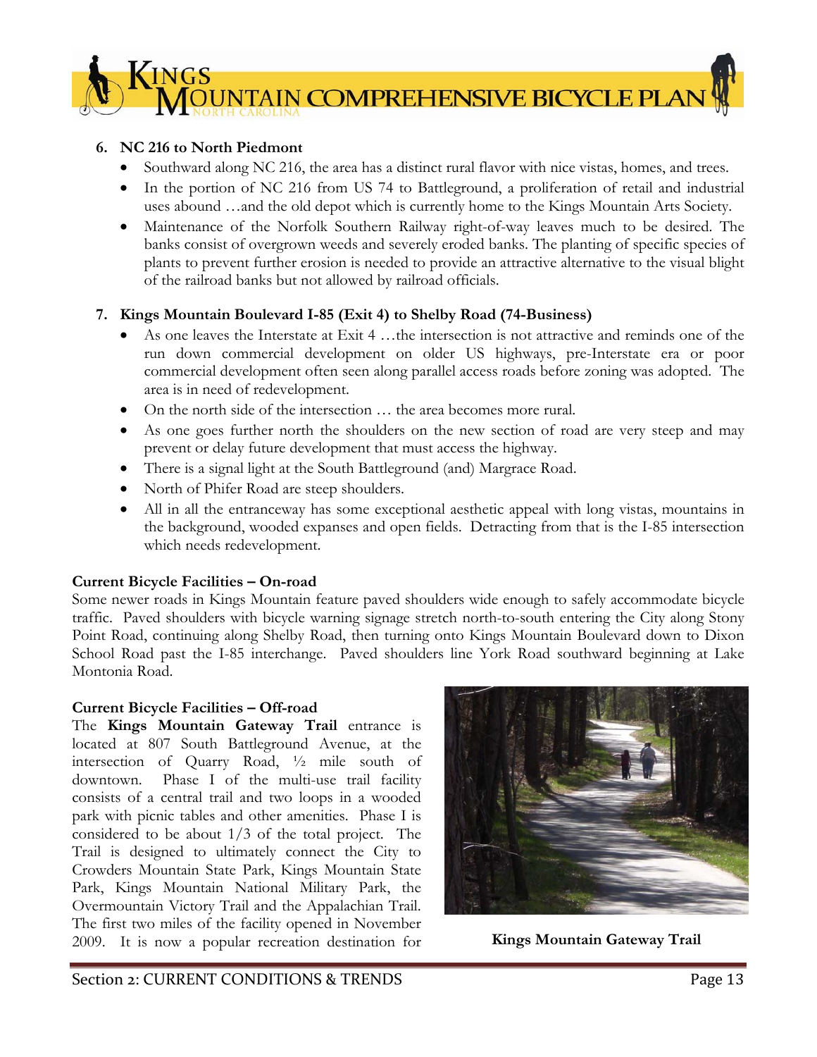6. **NC 216 to North Piedmont**
   - Southward along NC 216, the area has a distinct rural flavor with nice vistas, homes, and trees.
   - In the portion of NC 216 from US 74 to Battleground, a proliferation of retail and industrial uses abound …and the old depot which is currently home to the Kings Mountain Arts Society.
   - Maintenance of the Norfolk Southern Railway right-of-way leaves much to be desired. The banks consist of overgrown weeds and severely eroded banks. The planting of specific species of plants to prevent further erosion is needed to provide an attractive alternative to the visual blight of the railroad banks but not allowed by railroad officials.

7. **Kings Mountain Boulevard I-85 (Exit 4) to Shelby Road (74-Business)**
   - As one leaves the Interstate at Exit 4 …the intersection is not attractive and reminds one of the run down commercial development on older US highways, pre-Interstate era or poor commercial development often seen along parallel access roads before zoning was adopted. The area is in need of redevelopment.
   - On the north side of the intersection … the area becomes more rural.
   - As one goes further north the shoulders on the new section of road are very steep and may prevent or delay future development that must access the highway.
   - There is a signal light at the South Battleground (and) Margrace Road.
   - North of Phifer Road are steep shoulders.
   - All in all the entranceway has some exceptional aesthetic appeal with long vistas, mountains in the background, wooded expanses and open fields. Detracting from that is the I-85 intersection which needs redevelopment.

**Current Bicycle Facilities – On-road**

Some newer roads in Kings Mountain feature paved shoulders wide enough to safely accommodate bicycle traffic. Paved shoulders with bicycle warning signage stretch north-to-south entering the City along Stony Point Road, continuing along Shelby Road, then turning onto Kings Mountain Boulevard down to Dixon School Road past the I-85 interchange. Paved shoulders line York Road southward beginning at Lake Montonia Road.

**Current Bicycle Facilities – Off-road**

The **Kings Mountain Gateway Trail** entrance is located at 807 South Battleground Avenue, at the intersection of Quarry Road, ½ mile south of downtown. Phase I of the multi-use trail facility consists of a central trail and two loops in a wooded park with picnic tables and other amenities. Phase I is considered to be about 1/3 of the total project. The Trail is designed to ultimately connect the City to Crowders Mountain State Park, Kings Mountain State Park, Kings Mountain National Military Park, the Overmountain Victory Trail and the Appalachian Trail. The first two miles of the facility opened in November 2009. It is now a popular recreation destination for

**Kings Mountain Gateway Trail**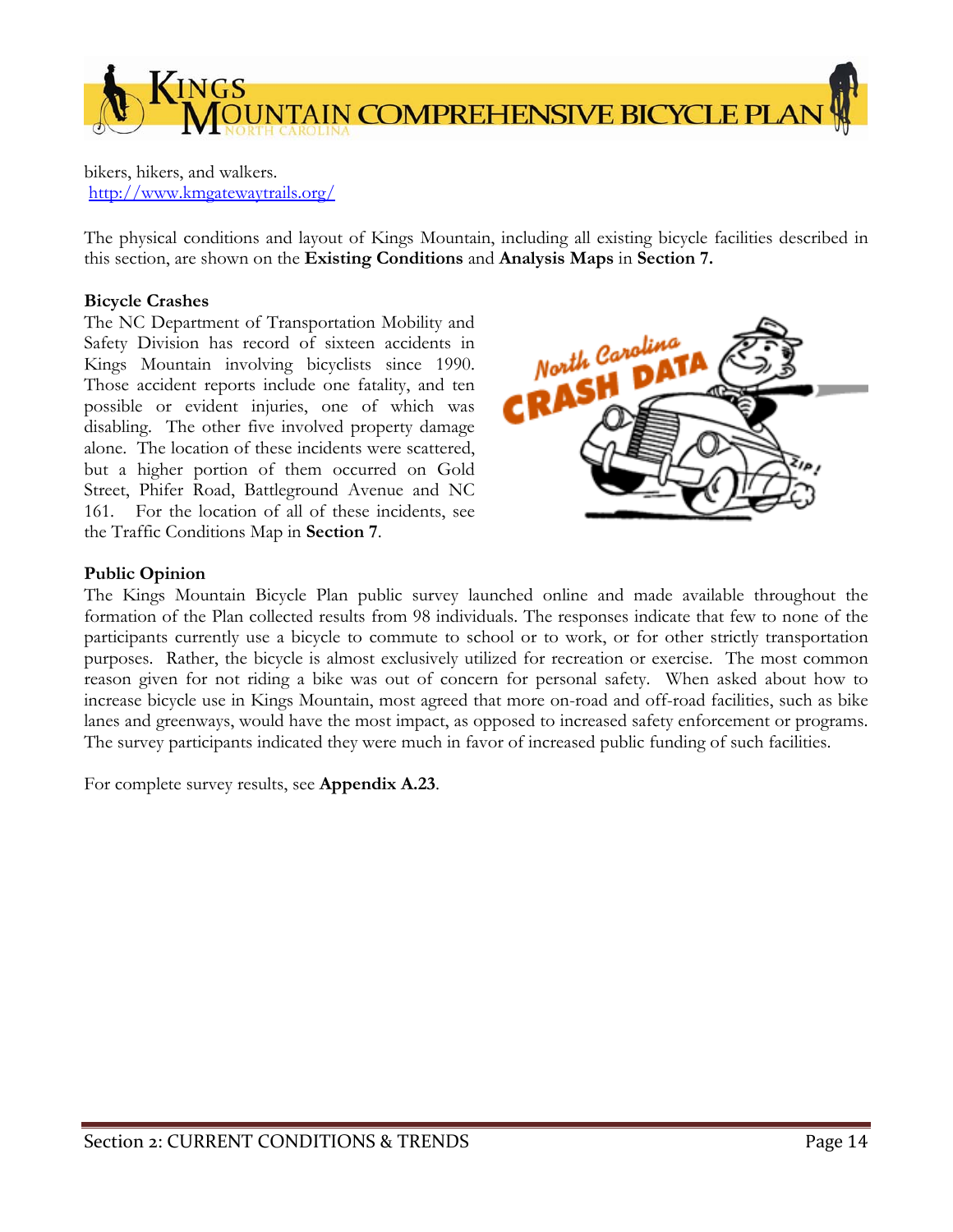bikers, hikers, and walkers.
http://www.kmgatewaytrails.org/

The physical conditions and layout of Kings Mountain, including all existing bicycle facilities described in this section, are shown on the **Existing Conditions** and **Analysis Maps** in **Section 7.**

**Bicycle Crashes**

The NC Department of Transportation Mobility and Safety Division has record of sixteen accidents in Kings Mountain involving bicyclists since 1990. Those accident reports include one fatality, and ten possible or evident injuries, one of which was disabling. The other five involved property damage alone. The location of these incidents were scattered, but a higher portion of them occurred on Gold Street, Phifer Road, Battleground Avenue and NC 161. For the location of all of these incidents, see the Traffic Conditions Map in **Section 7**.

**Public Opinion**

The Kings Mountain Bicycle Plan public survey launched online and made available throughout the formation of the Plan collected results from 98 individuals. The responses indicate that few to none of the participants currently use a bicycle to commute to school or to work, or for other strictly transportation purposes. Rather, the bicycle is almost exclusively utilized for recreation or exercise. The most common reason given for not riding a bike was out of concern for personal safety. When asked about how to increase bicycle use in Kings Mountain, most agreed that more on-road and off-road facilities, such as bike lanes and greenways, would have the most impact, as opposed to increased safety enforcement or programs. The survey participants indicated they were much in favor of increased public funding of such facilities.

For complete survey results, see **Appendix A.23**.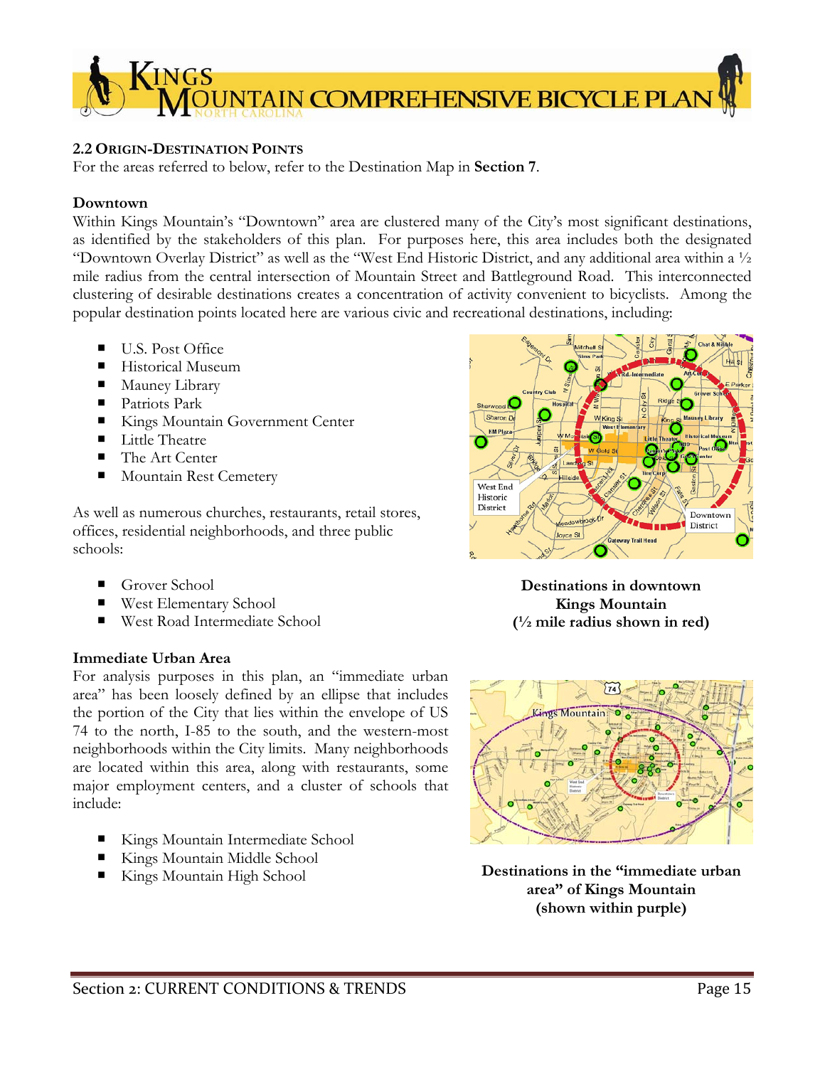## 2.2 Origin-Destination Points

For the areas referred to below, refer to the Destination Map in **Section 7**.

### Downtown

Within Kings Mountain's "Downtown" area are clustered many of the City's most significant destinations, as identified by the stakeholders of this plan. For purposes here, this area includes both the designated "Downtown Overlay District" as well as the "West End Historic District, and any additional area within a ½ mile radius from the central intersection of Mountain Street and Battleground Road. This interconnected clustering of desirable destinations creates a concentration of activity convenient to bicyclists. Among the popular destination points located here are various civic and recreational destinations, including:

- U.S. Post Office
- Historical Museum
- Mauney Library
- Patriots Park
- Kings Mountain Government Center
- Little Theatre
- The Art Center
- Mountain Rest Cemetery

As well as numerous churches, restaurants, retail stores, offices, residential neighborhoods, and three public schools:

- Grover School
- West Elementary School
- West Road Intermediate School

**Destinations in downtown Kings Mountain (½ mile radius shown in red)**

### Immediate Urban Area

For analysis purposes in this plan, an "immediate urban area" has been loosely defined by an ellipse that includes the portion of the City that lies within the envelope of US 74 to the north, I-85 to the south, and the western-most neighborhoods within the City limits. Many neighborhoods are located within this area, along with restaurants, some major employment centers, and a cluster of schools that include:

- Kings Mountain Intermediate School
- Kings Mountain Middle School
- Kings Mountain High School

**Destinations in the "immediate urban area" of Kings Mountain (shown within purple)**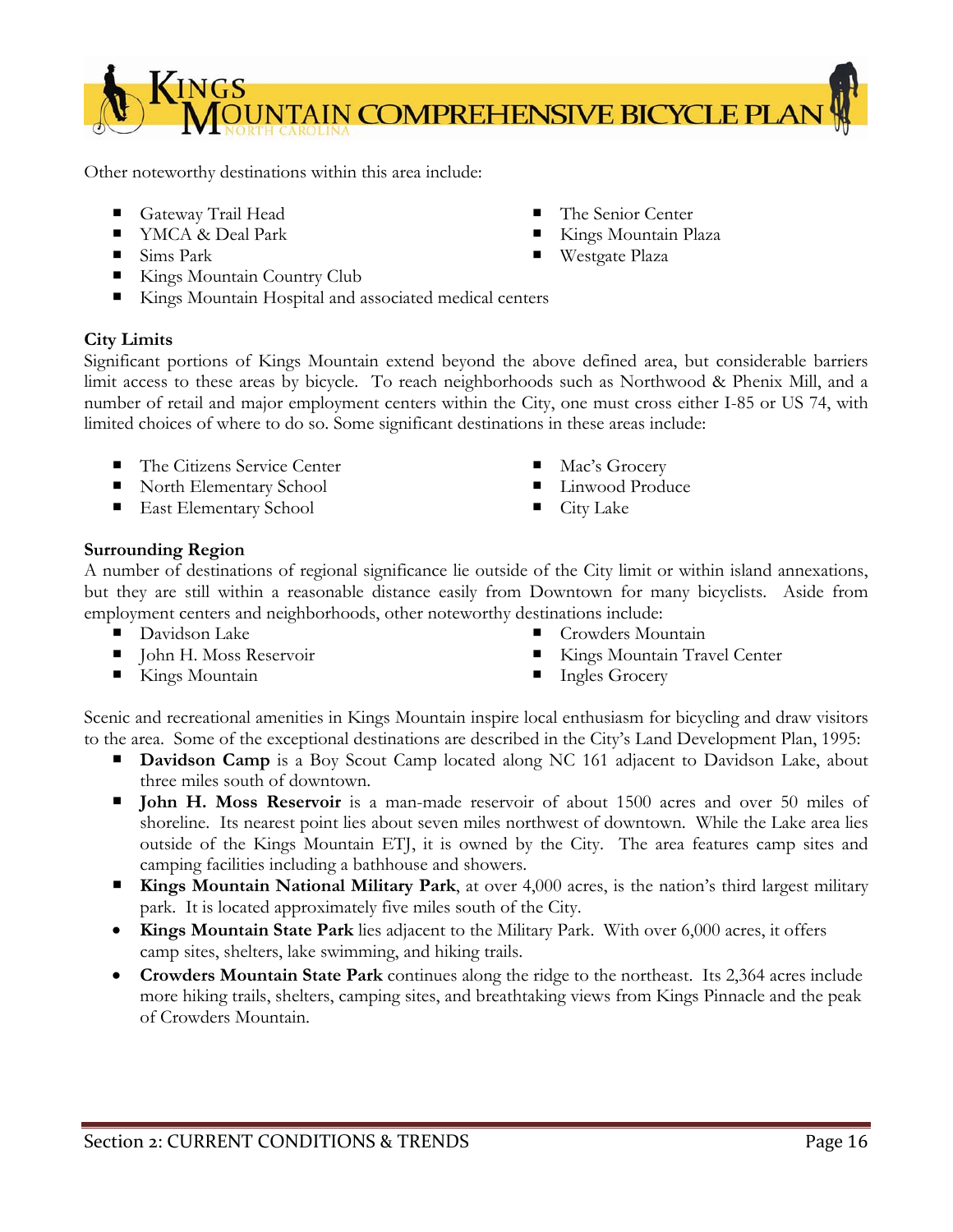Other noteworthy destinations within this area include:

- Gateway Trail Head
- YMCA & Deal Park
- Sims Park
- Kings Mountain Country Club
- Kings Mountain Hospital and associated medical centers
- The Senior Center
- Kings Mountain Plaza
- Westgate Plaza

**City Limits**

Significant portions of Kings Mountain extend beyond the above defined area, but considerable barriers limit access to these areas by bicycle. To reach neighborhoods such as Northwood & Phenix Mill, and a number of retail and major employment centers within the City, one must cross either I-85 or US 74, with limited choices of where to do so. Some significant destinations in these areas include:

- The Citizens Service Center
- North Elementary School
- East Elementary School
- Mac's Grocery
- Linwood Produce
- City Lake

**Surrounding Region**

A number of destinations of regional significance lie outside of the City limit or within island annexations, but they are still within a reasonable distance easily from Downtown for many bicyclists. Aside from employment centers and neighborhoods, other noteworthy destinations include:

- Davidson Lake
- John H. Moss Reservoir
- Kings Mountain
- Crowders Mountain
- Kings Mountain Travel Center
- Ingles Grocery

Scenic and recreational amenities in Kings Mountain inspire local enthusiasm for bicycling and draw visitors to the area. Some of the exceptional destinations are described in the City's Land Development Plan, 1995:

- **Davidson Camp** is a Boy Scout Camp located along NC 161 adjacent to Davidson Lake, about three miles south of downtown.
- **John H. Moss Reservoir** is a man-made reservoir of about 1500 acres and over 50 miles of shoreline. Its nearest point lies about seven miles northwest of downtown. While the Lake area lies outside of the Kings Mountain ETJ, it is owned by the City. The area features camp sites and camping facilities including a bathhouse and showers.
- **Kings Mountain National Military Park**, at over 4,000 acres, is the nation's third largest military park. It is located approximately five miles south of the City.
- **Kings Mountain State Park** lies adjacent to the Military Park. With over 6,000 acres, it offers camp sites, shelters, lake swimming, and hiking trails.
- **Crowders Mountain State Park** continues along the ridge to the northeast. Its 2,364 acres include more hiking trails, shelters, camping sites, and breathtaking views from Kings Pinnacle and the peak of Crowders Mountain.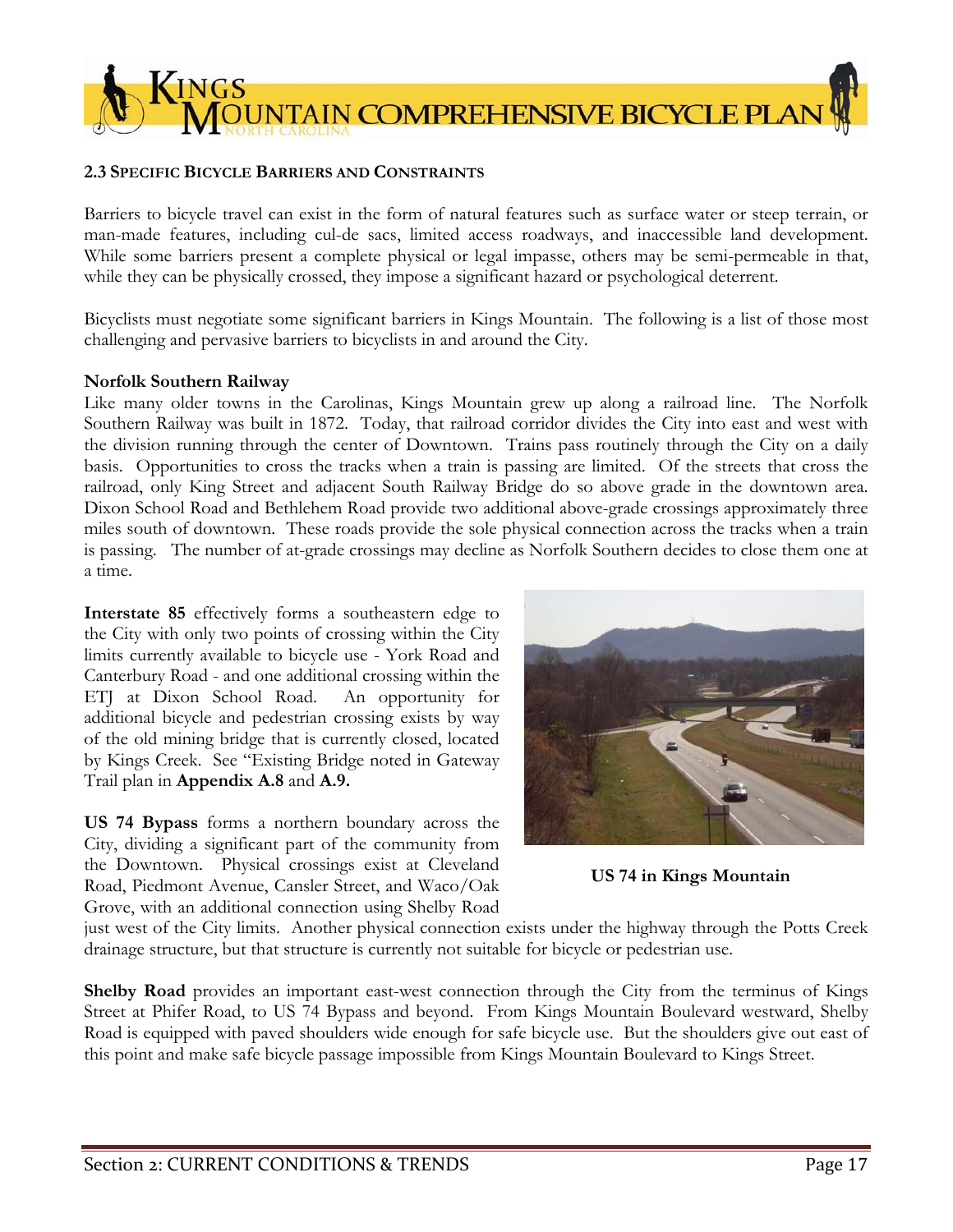### 2.3 Specific Bicycle Barriers and Constraints

Barriers to bicycle travel can exist in the form of natural features such as surface water or steep terrain, or man-made features, including cul-de sacs, limited access roadways, and inaccessible land development. While some barriers present a complete physical or legal impasse, others may be semi-permeable in that, while they can be physically crossed, they impose a significant hazard or psychological deterrent.

Bicyclists must negotiate some significant barriers in Kings Mountain. The following is a list of those most challenging and pervasive barriers to bicyclists in and around the City.

**Norfolk Southern Railway**

Like many older towns in the Carolinas, Kings Mountain grew up along a railroad line. The Norfolk Southern Railway was built in 1872. Today, that railroad corridor divides the City into east and west with the division running through the center of Downtown. Trains pass routinely through the City on a daily basis. Opportunities to cross the tracks when a train is passing are limited. Of the streets that cross the railroad, only King Street and adjacent South Railway Bridge do so above grade in the downtown area. Dixon School Road and Bethlehem Road provide two additional above-grade crossings approximately three miles south of downtown. These roads provide the sole physical connection across the tracks when a train is passing. The number of at-grade crossings may decline as Norfolk Southern decides to close them one at a time.

**Interstate 85** effectively forms a southeastern edge to the City with only two points of crossing within the City limits currently available to bicycle use - York Road and Canterbury Road - and one additional crossing within the ETJ at Dixon School Road. An opportunity for additional bicycle and pedestrian crossing exists by way of the old mining bridge that is currently closed, located by Kings Creek. See "Existing Bridge noted in Gateway Trail plan in **Appendix A.8** and **A.9.**

**US 74 in Kings Mountain**

**US 74 Bypass** forms a northern boundary across the City, dividing a significant part of the community from the Downtown. Physical crossings exist at Cleveland Road, Piedmont Avenue, Cansler Street, and Waco/Oak Grove, with an additional connection using Shelby Road just west of the City limits. Another physical connection exists under the highway through the Potts Creek drainage structure, but that structure is currently not suitable for bicycle or pedestrian use.

**Shelby Road** provides an important east-west connection through the City from the terminus of Kings Street at Phifer Road, to US 74 Bypass and beyond. From Kings Mountain Boulevard westward, Shelby Road is equipped with paved shoulders wide enough for safe bicycle use. But the shoulders give out east of this point and make safe bicycle passage impossible from Kings Mountain Boulevard to Kings Street.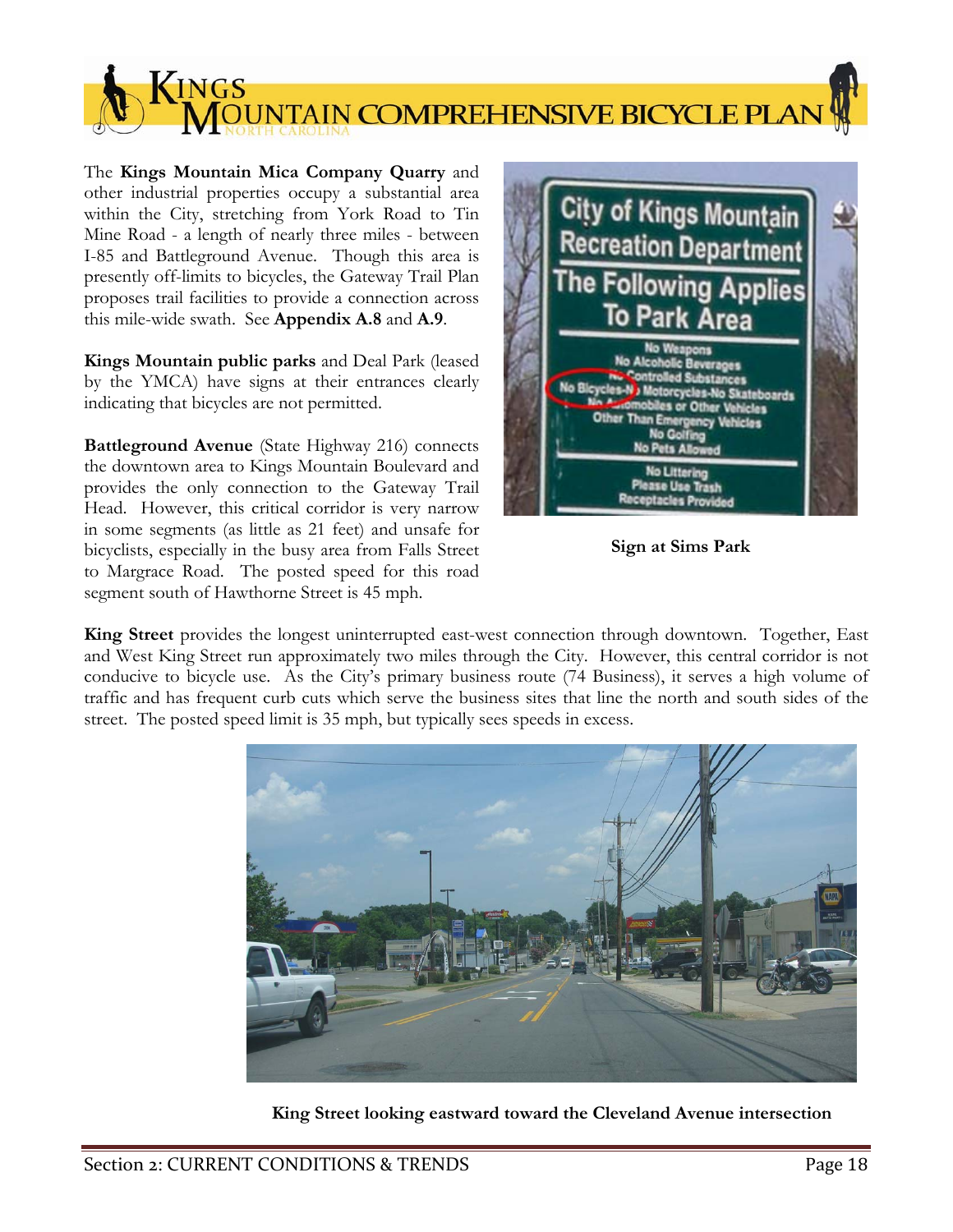The **Kings Mountain Mica Company Quarry** and other industrial properties occupy a substantial area within the City, stretching from York Road to Tin Mine Road - a length of nearly three miles - between I-85 and Battleground Avenue. Though this area is presently off-limits to bicycles, the Gateway Trail Plan proposes trail facilities to provide a connection across this mile-wide swath. See **Appendix A.8** and **A.9**.

**Kings Mountain public parks** and Deal Park (leased by the YMCA) have signs at their entrances clearly indicating that bicycles are not permitted.

**Battleground Avenue** (State Highway 216) connects the downtown area to Kings Mountain Boulevard and provides the only connection to the Gateway Trail Head. However, this critical corridor is very narrow in some segments (as little as 21 feet) and unsafe for bicyclists, especially in the busy area from Falls Street to Margrace Road. The posted speed for this road segment south of Hawthorne Street is 45 mph.

**Sign at Sims Park**

**King Street** provides the longest uninterrupted east-west connection through downtown. Together, East and West King Street run approximately two miles through the City. However, this central corridor is not conducive to bicycle use. As the City's primary business route (74 Business), it serves a high volume of traffic and has frequent curb cuts which serve the business sites that line the north and south sides of the street. The posted speed limit is 35 mph, but typically sees speeds in excess.

**King Street looking eastward toward the Cleveland Avenue intersection**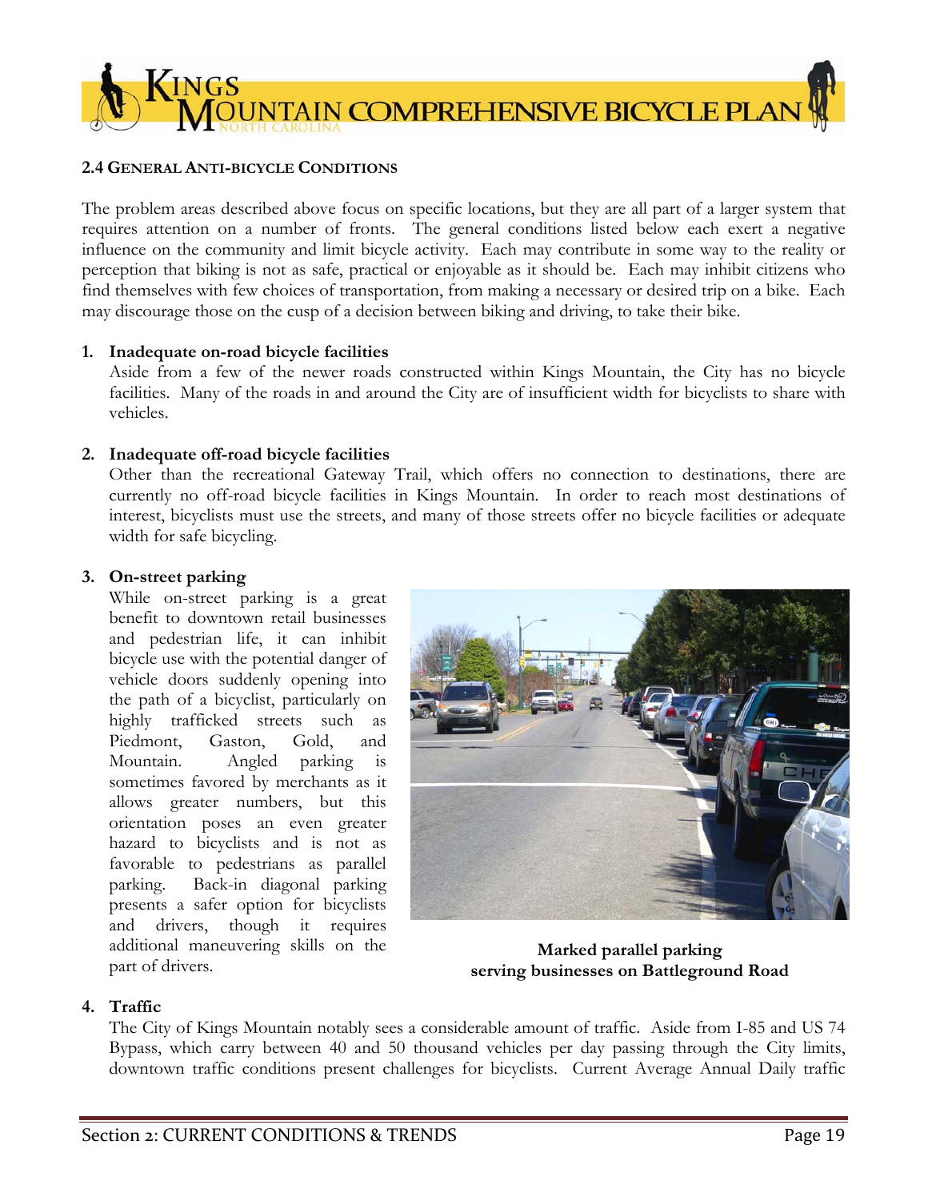## 2.4 General Anti-bicycle Conditions

The problem areas described above focus on specific locations, but they are all part of a larger system that requires attention on a number of fronts. The general conditions listed below each exert a negative influence on the community and limit bicycle activity. Each may contribute in some way to the reality or perception that biking is not as safe, practical or enjoyable as it should be. Each may inhibit citizens who find themselves with few choices of transportation, from making a necessary or desired trip on a bike. Each may discourage those on the cusp of a decision between biking and driving, to take their bike.

1. **Inadequate on-road bicycle facilities**
   Aside from a few of the newer roads constructed within Kings Mountain, the City has no bicycle facilities. Many of the roads in and around the City are of insufficient width for bicyclists to share with vehicles.

2. **Inadequate off-road bicycle facilities**
   Other than the recreational Gateway Trail, which offers no connection to destinations, there are currently no off-road bicycle facilities in Kings Mountain. In order to reach most destinations of interest, bicyclists must use the streets, and many of those streets offer no bicycle facilities or adequate width for safe bicycling.

3. **On-street parking**
   While on-street parking is a great benefit to downtown retail businesses and pedestrian life, it can inhibit bicycle use with the potential danger of vehicle doors suddenly opening into the path of a bicyclist, particularly on highly trafficked streets such as Piedmont, Gaston, Gold, and Mountain. Angled parking is sometimes favored by merchants as it allows greater numbers, but this orientation poses an even greater hazard to bicyclists and is not as favorable to pedestrians as parallel parking. Back-in diagonal parking presents a safer option for bicyclists and drivers, though it requires additional maneuvering skills on the part of drivers.

   **Marked parallel parking serving businesses on Battleground Road**

4. **Traffic**
   The City of Kings Mountain notably sees a considerable amount of traffic. Aside from I-85 and US 74 Bypass, which carry between 40 and 50 thousand vehicles per day passing through the City limits, downtown traffic conditions present challenges for bicyclists. Current Average Annual Daily traffic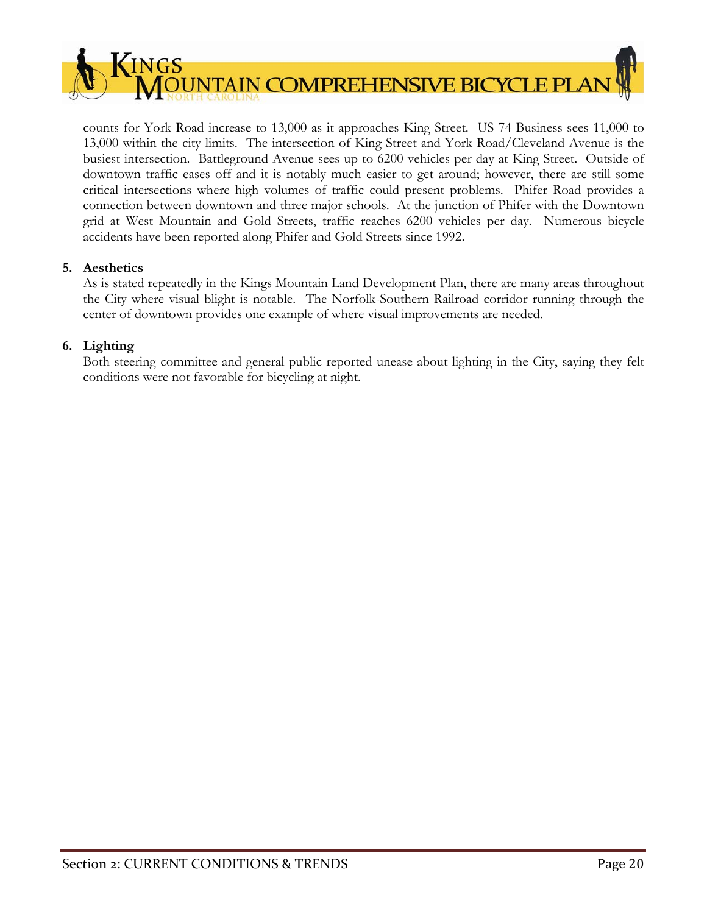counts for York Road increase to 13,000 as it approaches King Street. US 74 Business sees 11,000 to 13,000 within the city limits. The intersection of King Street and York Road/Cleveland Avenue is the busiest intersection. Battleground Avenue sees up to 6200 vehicles per day at King Street. Outside of downtown traffic eases off and it is notably much easier to get around; however, there are still some critical intersections where high volumes of traffic could present problems. Phifer Road provides a connection between downtown and three major schools. At the junction of Phifer with the Downtown grid at West Mountain and Gold Streets, traffic reaches 6200 vehicles per day. Numerous bicycle accidents have been reported along Phifer and Gold Streets since 1992.

5. **Aesthetics**

   As is stated repeatedly in the Kings Mountain Land Development Plan, there are many areas throughout the City where visual blight is notable. The Norfolk-Southern Railroad corridor running through the center of downtown provides one example of where visual improvements are needed.

6. **Lighting**

   Both steering committee and general public reported unease about lighting in the City, saying they felt conditions were not favorable for bicycling at night.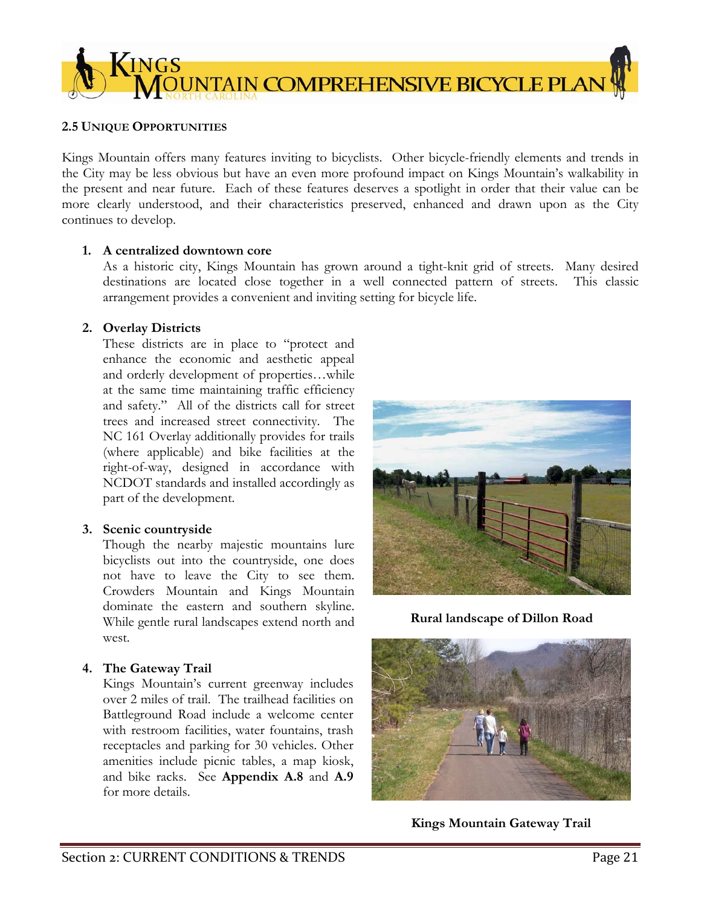## 2.5 Unique Opportunities

Kings Mountain offers many features inviting to bicyclists. Other bicycle-friendly elements and trends in the City may be less obvious but have an even more profound impact on Kings Mountain's walkability in the present and near future. Each of these features deserves a spotlight in order that their value can be more clearly understood, and their characteristics preserved, enhanced and drawn upon as the City continues to develop.

1. **A centralized downtown core**
   As a historic city, Kings Mountain has grown around a tight-knit grid of streets. Many desired destinations are located close together in a well connected pattern of streets. This classic arrangement provides a convenient and inviting setting for bicycle life.

2. **Overlay Districts**
   These districts are in place to "protect and enhance the economic and aesthetic appeal and orderly development of properties…while at the same time maintaining traffic efficiency and safety." All of the districts call for street trees and increased street connectivity. The NC 161 Overlay additionally provides for trails (where applicable) and bike facilities at the right-of-way, designed in accordance with NCDOT standards and installed accordingly as part of the development.

3. **Scenic countryside**
   Though the nearby majestic mountains lure bicyclists out into the countryside, one does not have to leave the City to see them. Crowders Mountain and Kings Mountain dominate the eastern and southern skyline. While gentle rural landscapes extend north and west.

4. **The Gateway Trail**
   Kings Mountain's current greenway includes over 2 miles of trail. The trailhead facilities on Battleground Road include a welcome center with restroom facilities, water fountains, trash receptacles and parking for 30 vehicles. Other amenities include picnic tables, a map kiosk, and bike racks. See **Appendix A.8** and **A.9** for more details.

**Rural landscape of Dillon Road**

**Kings Mountain Gateway Trail**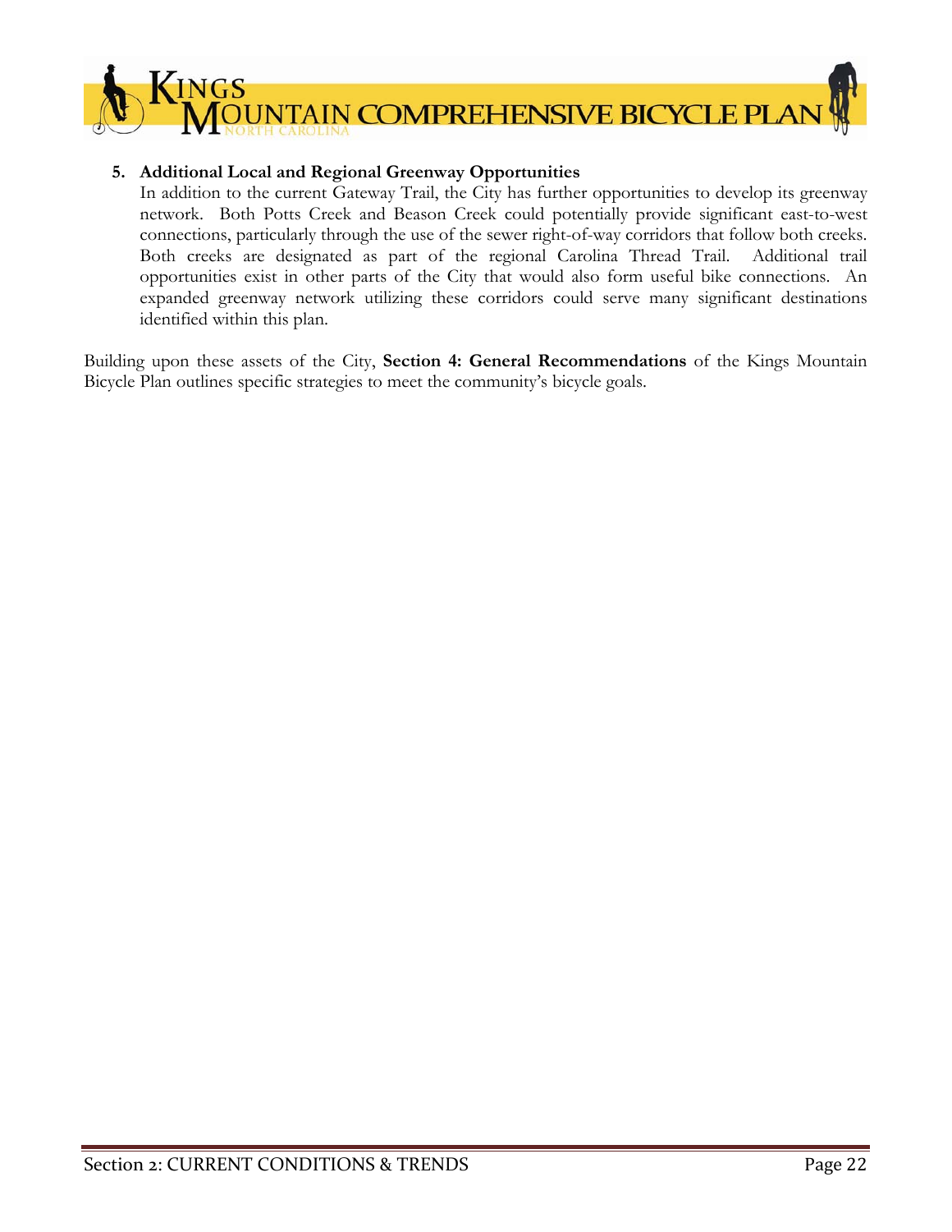5. **Additional Local and Regional Greenway Opportunities**
   In addition to the current Gateway Trail, the City has further opportunities to develop its greenway network. Both Potts Creek and Beason Creek could potentially provide significant east-to-west connections, particularly through the use of the sewer right-of-way corridors that follow both creeks. Both creeks are designated as part of the regional Carolina Thread Trail. Additional trail opportunities exist in other parts of the City that would also form useful bike connections. An expanded greenway network utilizing these corridors could serve many significant destinations identified within this plan.

Building upon these assets of the City, **Section 4: General Recommendations** of the Kings Mountain Bicycle Plan outlines specific strategies to meet the community's bicycle goals.